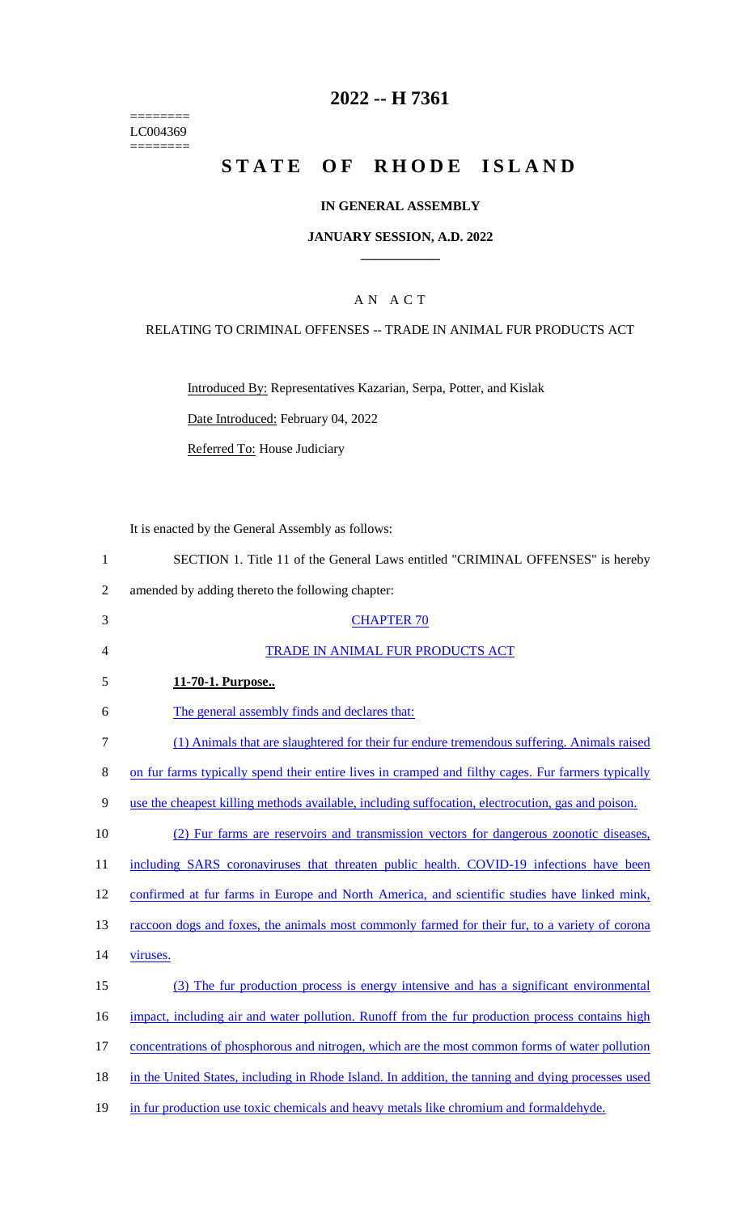========
LC004369
========

# 2022 -- H 7361

# STATE OF RHODE ISLAND

### IN GENERAL ASSEMBLY

### JANUARY SESSION, A.D. 2022

## A N A C T

RELATING TO CRIMINAL OFFENSES -- TRADE IN ANIMAL FUR PRODUCTS ACT

Introduced By: Representatives Kazarian, Serpa, Potter, and Kislak

Date Introduced: February 04, 2022

Referred To: House Judiciary

It is enacted by the General Assembly as follows:

1 SECTION 1. Title 11 of the General Laws entitled "CRIMINAL OFFENSES" is hereby
2 amended by adding thereto the following chapter:

3 CHAPTER 70

4 TRADE IN ANIMAL FUR PRODUCTS ACT

5 **11-70-1. Purpose..**

6 The general assembly finds and declares that:

7 (1) Animals that are slaughtered for their fur endure tremendous suffering. Animals raised
8 on fur farms typically spend their entire lives in cramped and filthy cages. Fur farmers typically
9 use the cheapest killing methods available, including suffocation, electrocution, gas and poison.

10 (2) Fur farms are reservoirs and transmission vectors for dangerous zoonotic diseases,
11 including SARS coronaviruses that threaten public health. COVID-19 infections have been
12 confirmed at fur farms in Europe and North America, and scientific studies have linked mink,
13 raccoon dogs and foxes, the animals most commonly farmed for their fur, to a variety of corona
14 viruses.

15 (3) The fur production process is energy intensive and has a significant environmental
16 impact, including air and water pollution. Runoff from the fur production process contains high
17 concentrations of phosphorous and nitrogen, which are the most common forms of water pollution
18 in the United States, including in Rhode Island. In addition, the tanning and dying processes used
19 in fur production use toxic chemicals and heavy metals like chromium and formaldehyde.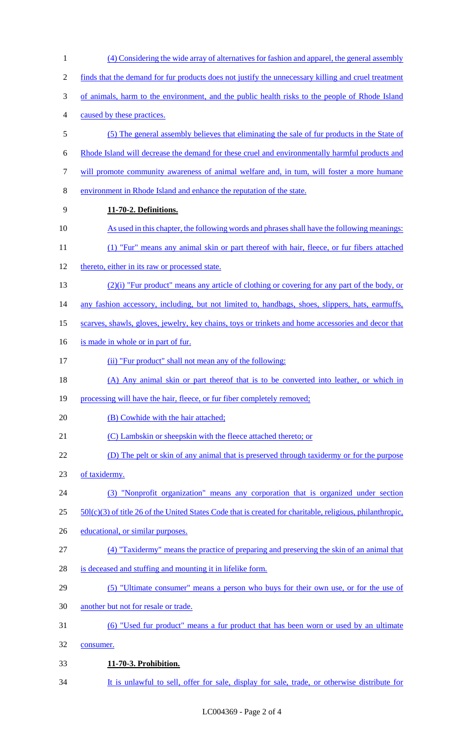(4) Considering the wide array of alternatives for fashion and apparel, the general assembly finds that the demand for fur products does not justify the unnecessary killing and cruel treatment of animals, harm to the environment, and the public health risks to the people of Rhode Island caused by these practices.

(5) The general assembly believes that eliminating the sale of fur products in the State of Rhode Island will decrease the demand for these cruel and environmentally harmful products and will promote community awareness of animal welfare and, in turn, will foster a more humane environment in Rhode Island and enhance the reputation of the state.

**11-70-2. Definitions.**

As used in this chapter, the following words and phrases shall have the following meanings:

(1) "Fur" means any animal skin or part thereof with hair, fleece, or fur fibers attached thereto, either in its raw or processed state.

(2)(i) "Fur product" means any article of clothing or covering for any part of the body, or any fashion accessory, including, but not limited to, handbags, shoes, slippers, hats, earmuffs, scarves, shawls, gloves, jewelry, key chains, toys or trinkets and home accessories and decor that is made in whole or in part of fur.

(ii) "Fur product" shall not mean any of the following:

(A) Any animal skin or part thereof that is to be converted into leather, or which in processing will have the hair, fleece, or fur fiber completely removed;

(B) Cowhide with the hair attached;

(C) Lambskin or sheepskin with the fleece attached thereto; or

(D) The pelt or skin of any animal that is preserved through taxidermy or for the purpose of taxidermy.

(3) "Nonprofit organization" means any corporation that is organized under section 501(c)(3) of title 26 of the United States Code that is created for charitable, religious, philanthropic, educational, or similar purposes.

(4) "Taxidermy" means the practice of preparing and preserving the skin of an animal that is deceased and stuffing and mounting it in lifelike form.

(5) "Ultimate consumer" means a person who buys for their own use, or for the use of another but not for resale or trade.

(6) "Used fur product" means a fur product that has been worn or used by an ultimate consumer.

**11-70-3. Prohibition.**

It is unlawful to sell, offer for sale, display for sale, trade, or otherwise distribute for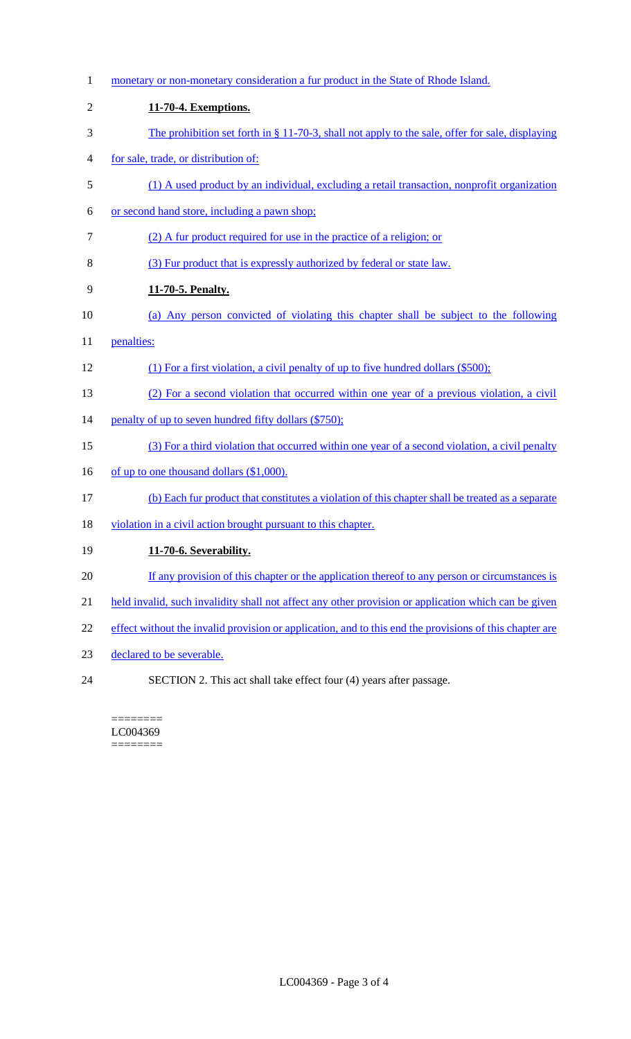monetary or non-monetary consideration a fur product in the State of Rhode Island.

**11-70-4. Exemptions.**

The prohibition set forth in § 11-70-3, shall not apply to the sale, offer for sale, displaying for sale, trade, or distribution of:

(1) A used product by an individual, excluding a retail transaction, nonprofit organization or second hand store, including a pawn shop;

(2) A fur product required for use in the practice of a religion; or

(3) Fur product that is expressly authorized by federal or state law.

**11-70-5. Penalty.**

(a) Any person convicted of violating this chapter shall be subject to the following penalties:

(1) For a first violation, a civil penalty of up to five hundred dollars ($500);

(2) For a second violation that occurred within one year of a previous violation, a civil penalty of up to seven hundred fifty dollars ($750);

(3) For a third violation that occurred within one year of a second violation, a civil penalty of up to one thousand dollars ($1,000).

(b) Each fur product that constitutes a violation of this chapter shall be treated as a separate violation in a civil action brought pursuant to this chapter.

**11-70-6. Severability.**

If any provision of this chapter or the application thereof to any person or circumstances is held invalid, such invalidity shall not affect any other provision or application which can be given effect without the invalid provision or application, and to this end the provisions of this chapter are declared to be severable.

SECTION 2. This act shall take effect four (4) years after passage.

========
LC004369
========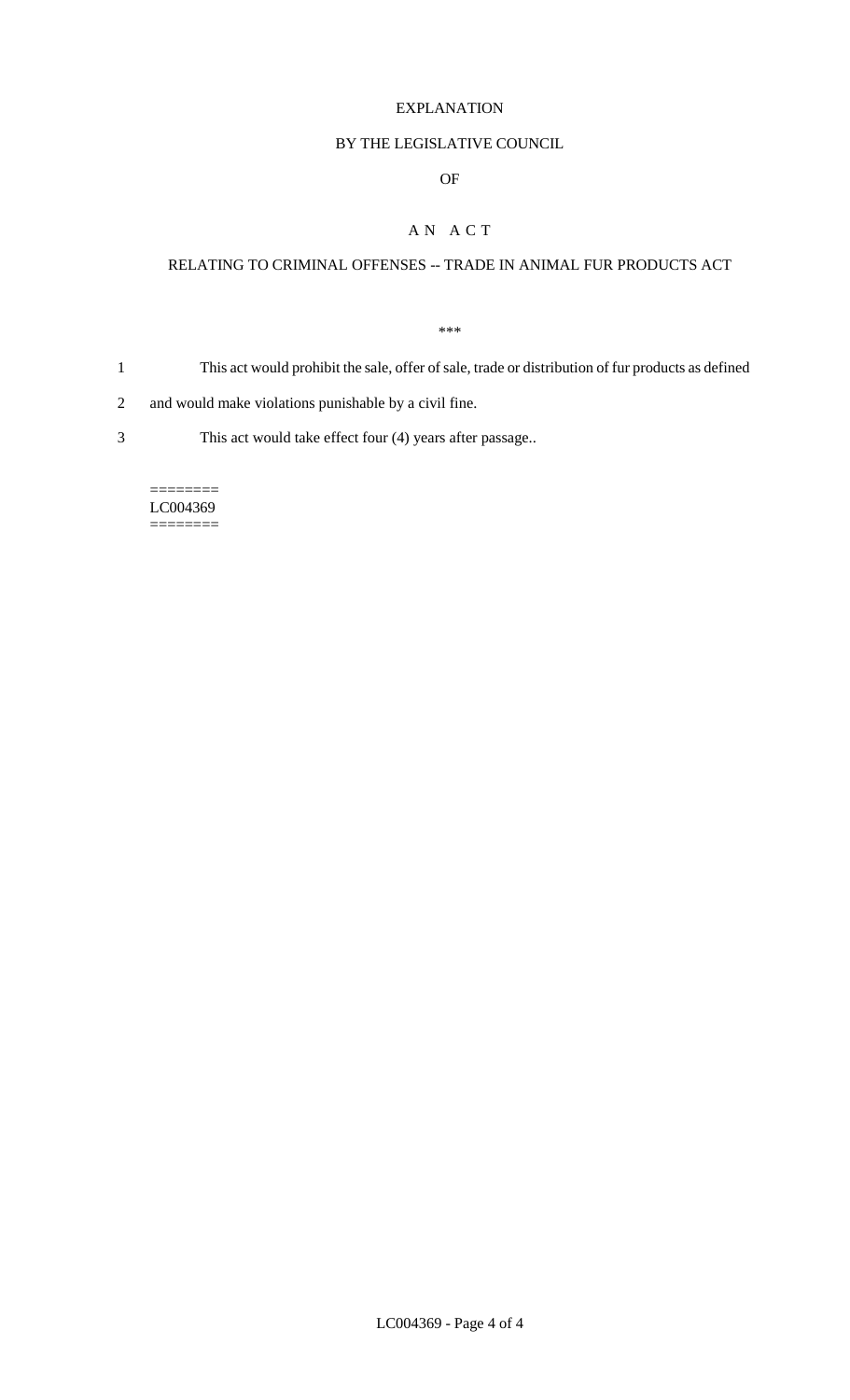EXPLANATION

BY THE LEGISLATIVE COUNCIL

OF

# A N A C T

RELATING TO CRIMINAL OFFENSES -- TRADE IN ANIMAL FUR PRODUCTS ACT

\*\*\*

1 This act would prohibit the sale, offer of sale, trade or distribution of fur products as defined

2 and would make violations punishable by a civil fine.

3 This act would take effect four (4) years after passage..

========
LC004369
========